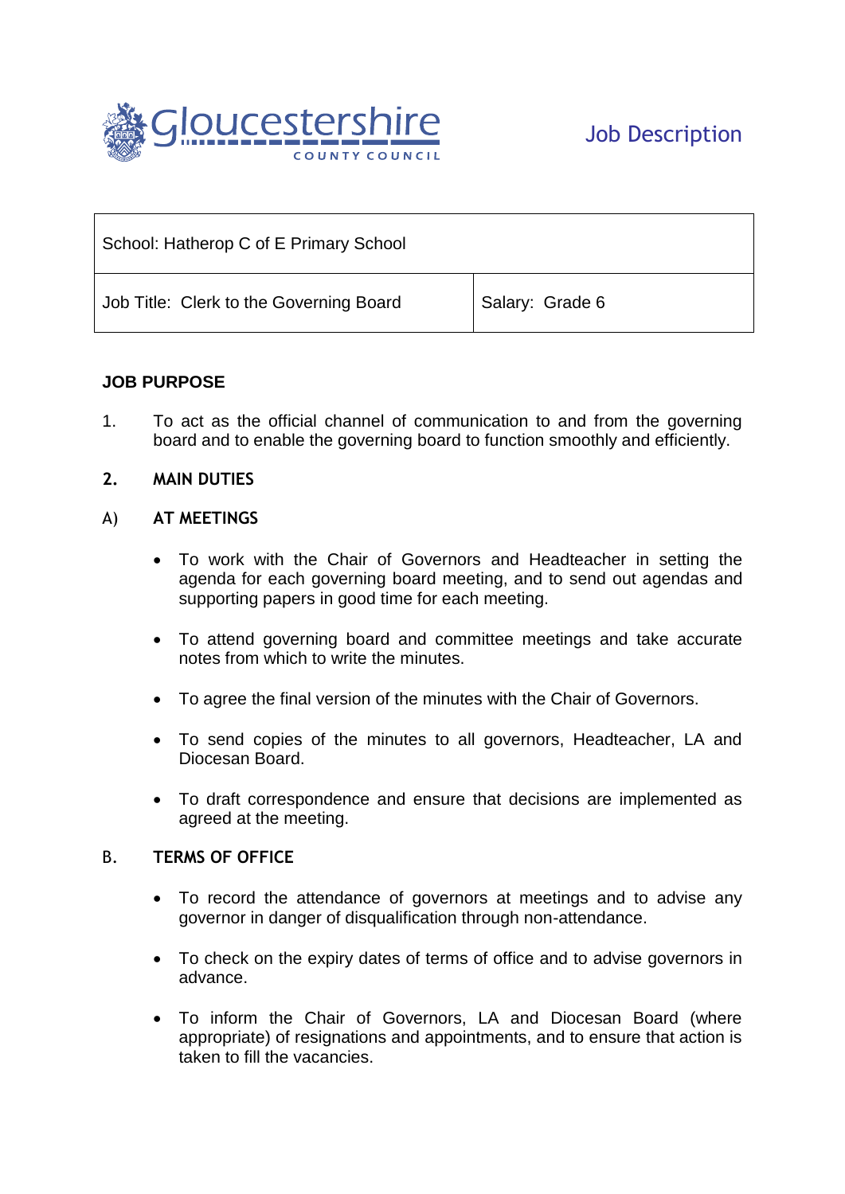Gloucestershire COUNTY COUNCIL

# Job Description

| School: Hatherop C of E Primary School | |
|---|---|
| Job Title: Clerk to the Governing Board | Salary: Grade 6 |

## JOB PURPOSE

1. To act as the official channel of communication to and from the governing board and to enable the governing board to function smoothly and efficiently.

## 2. MAIN DUTIES

### A) AT MEETINGS

- To work with the Chair of Governors and Headteacher in setting the agenda for each governing board meeting, and to send out agendas and supporting papers in good time for each meeting.
- To attend governing board and committee meetings and take accurate notes from which to write the minutes.
- To agree the final version of the minutes with the Chair of Governors.
- To send copies of the minutes to all governors, Headteacher, LA and Diocesan Board.
- To draft correspondence and ensure that decisions are implemented as agreed at the meeting.

### B. TERMS OF OFFICE

- To record the attendance of governors at meetings and to advise any governor in danger of disqualification through non-attendance.
- To check on the expiry dates of terms of office and to advise governors in advance.
- To inform the Chair of Governors, LA and Diocesan Board (where appropriate) of resignations and appointments, and to ensure that action is taken to fill the vacancies.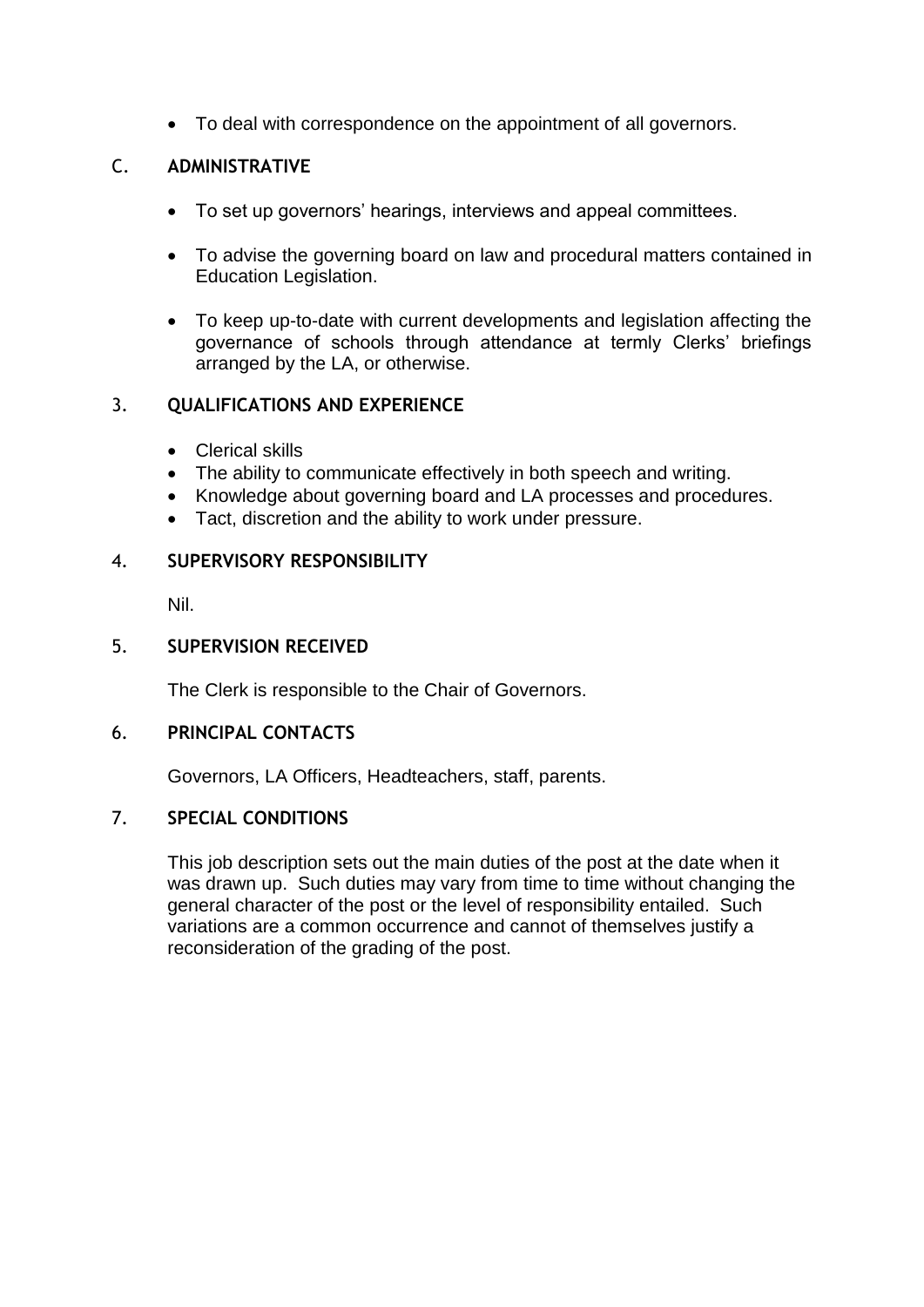- To deal with correspondence on the appointment of all governors.

## C. ADMINISTRATIVE

- To set up governors' hearings, interviews and appeal committees.
- To advise the governing board on law and procedural matters contained in Education Legislation.
- To keep up-to-date with current developments and legislation affecting the governance of schools through attendance at termly Clerks' briefings arranged by the LA, or otherwise.

## 3. QUALIFICATIONS AND EXPERIENCE

- Clerical skills
- The ability to communicate effectively in both speech and writing.
- Knowledge about governing board and LA processes and procedures.
- Tact, discretion and the ability to work under pressure.

## 4. SUPERVISORY RESPONSIBILITY

Nil.

## 5. SUPERVISION RECEIVED

The Clerk is responsible to the Chair of Governors.

## 6. PRINCIPAL CONTACTS

Governors, LA Officers, Headteachers, staff, parents.

## 7. SPECIAL CONDITIONS

This job description sets out the main duties of the post at the date when it was drawn up. Such duties may vary from time to time without changing the general character of the post or the level of responsibility entailed. Such variations are a common occurrence and cannot of themselves justify a reconsideration of the grading of the post.